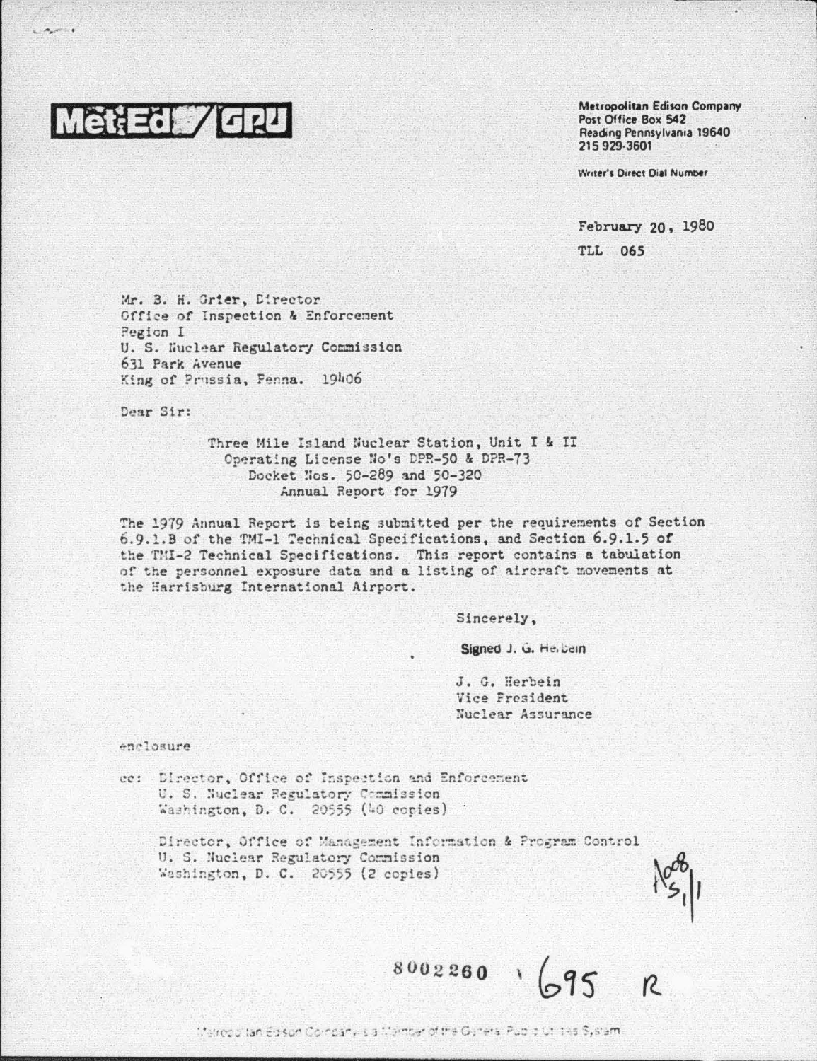**Met-Ed / GPU**

Metropolitan Edison Company
Post Office Box 542
Reading Pennsylvania 19640
215 929-3601

Writer's Direct Dial Number

February 20, 1980
TLL 065

Mr. B. H. Grier, Director
Office of Inspection & Enforcement
Region I
U. S. Nuclear Regulatory Commission
631 Park Avenue
King of Prussia, Penna. 19406

Dear Sir:

Three Mile Island Nuclear Station, Unit I & II
Operating License No's DPR-50 & DPR-73
Docket Nos. 50-289 and 50-320
Annual Report for 1979

The 1979 Annual Report is being submitted per the requirements of Section 6.9.1.B of the TMI-1 Technical Specifications, and Section 6.9.1.5 of the TMI-2 Technical Specifications. This report contains a tabulation of the personnel exposure data and a listing of aircraft movements at the Harrisburg International Airport.

Sincerely,

Signed J. G. Herbein

J. G. Herbein
Vice President
Nuclear Assurance

enclosure

cc: Director, Office of Inspection and Enforcement
U. S. Nuclear Regulatory Commission
Washington, D. C. 20555 (40 copies)

Director, Office of Management Information & Program Control
U. S. Nuclear Regulatory Commission
Washington, D. C. 20555 (2 copies)

A008 S/1

8002260 695 R

Metropolitan Edison Company is a Member of the General Public Utilities System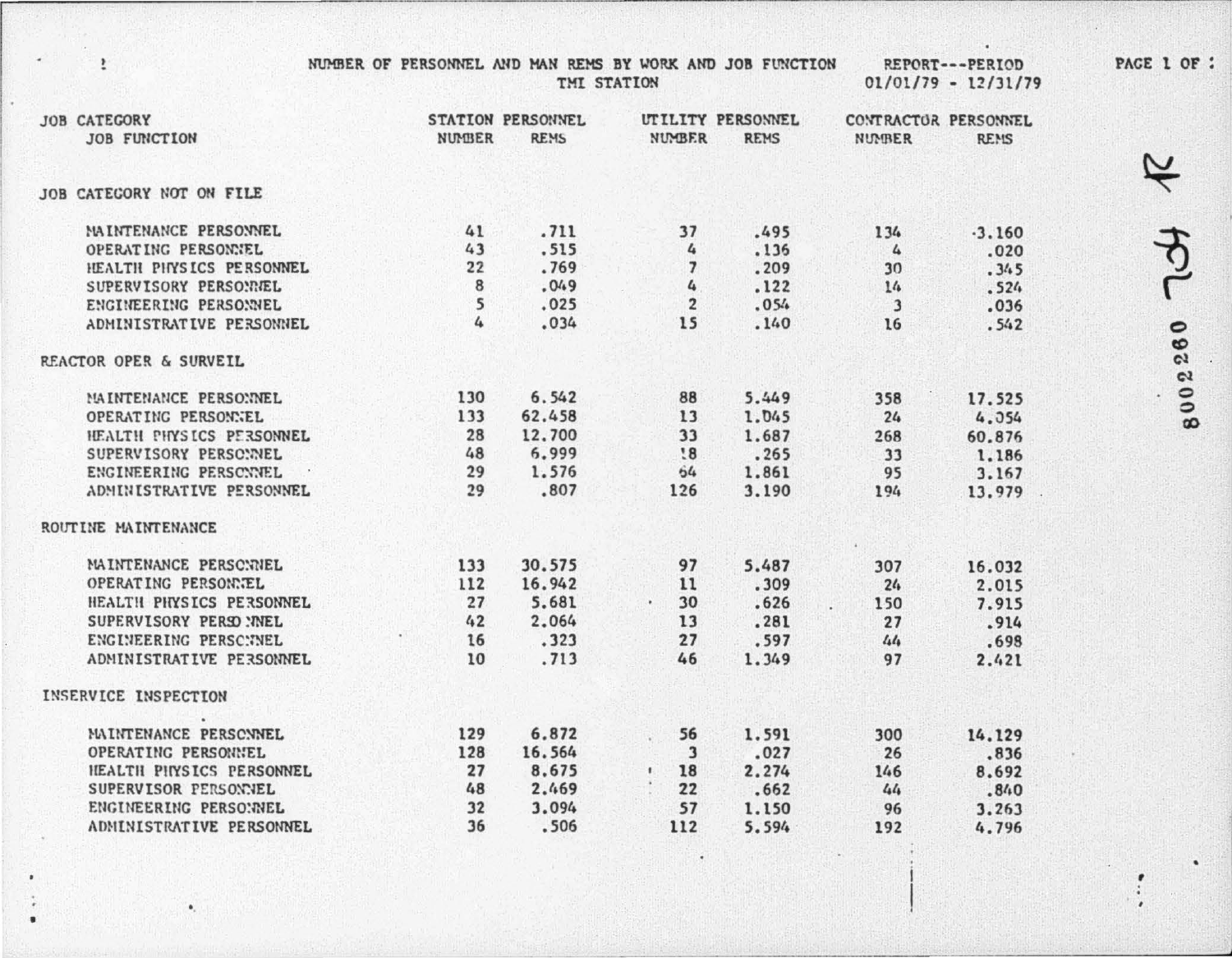# NUMBER OF PERSONNEL AND MAN REMS BY WORK AND JOB FUNCTION

TMI STATION

REPORT---PERIOD 01/01/79 - 12/31/79

| JOB CATEGORY / JOB FUNCTION | STATION PERSONNEL | | UTILITY PERSONNEL | | CONTRACTOR PERSONNEL | |
|---|---|---|---|---|---|---|
| | NUMBER | REMS | NUMBER | REMS | NUMBER | REMS |
| **JOB CATEGORY NOT ON FILE** | | | | | | |
| MAINTENANCE PERSONNEL | 41 | .711 | 37 | .495 | 134 | 3.160 |
| OPERATING PERSONNEL | 43 | .515 | 4 | .136 | 4 | .020 |
| HEALTH PHYSICS PERSONNEL | 22 | .769 | 7 | .209 | 30 | .345 |
| SUPERVISORY PERSONNEL | 8 | .049 | 4 | .122 | 14 | .524 |
| ENGINEERING PERSONNEL | 5 | .025 | 2 | .054 | 3 | .036 |
| ADMINISTRATIVE PERSONNEL | 4 | .034 | 15 | .140 | 16 | .542 |
| **REACTOR OPER & SURVEIL** | | | | | | |
| MAINTENANCE PERSONNEL | 130 | 6.542 | 88 | 5.449 | 358 | 17.525 |
| OPERATING PERSONNEL | 133 | 62.458 | 13 | 1.045 | 24 | 4.354 |
| HEALTH PHYSICS PERSONNEL | 28 | 12.700 | 33 | 1.687 | 268 | 60.876 |
| SUPERVISORY PERSONNEL | 48 | 6.999 | 18 | .265 | 33 | 1.186 |
| ENGINEERING PERSONNEL | 29 | 1.576 | 64 | 1.861 | 95 | 3.167 |
| ADMINISTRATIVE PERSONNEL | 29 | .807 | 126 | 3.190 | 194 | 13.979 |
| **ROUTINE MAINTENANCE** | | | | | | |
| MAINTENANCE PERSONNEL | 133 | 30.575 | 97 | 5.487 | 307 | 16.032 |
| OPERATING PERSONNEL | 112 | 16.942 | 11 | .309 | 24 | 2.015 |
| HEALTH PHYSICS PERSONNEL | 27 | 5.681 | 30 | .626 | 150 | 7.915 |
| SUPERVISORY PERSONNEL | 42 | 2.064 | 13 | .281 | 27 | .914 |
| ENGINEERING PERSONNEL | 16 | .323 | 27 | .597 | 44 | .698 |
| ADMINISTRATIVE PERSONNEL | 10 | .713 | 46 | 1.349 | 97 | 2.421 |
| **INSERVICE INSPECTION** | | | | | | |
| MAINTENANCE PERSONNEL | 129 | 6.872 | 56 | 1.591 | 300 | 14.129 |
| OPERATING PERSONNEL | 128 | 16.564 | 3 | .027 | 26 | .836 |
| HEALTH PHYSICS PERSONNEL | 27 | 8.675 | 18 | 2.274 | 146 | 8.692 |
| SUPERVISOR PERSONNEL | 48 | 2.469 | 22 | .662 | 44 | .840 |
| ENGINEERING PERSONNEL | 32 | 3.094 | 57 | 1.150 | 96 | 3.263 |
| ADMINISTRATIVE PERSONNEL | 36 | .506 | 112 | 5.594 | 192 | 4.796 |

8002280 704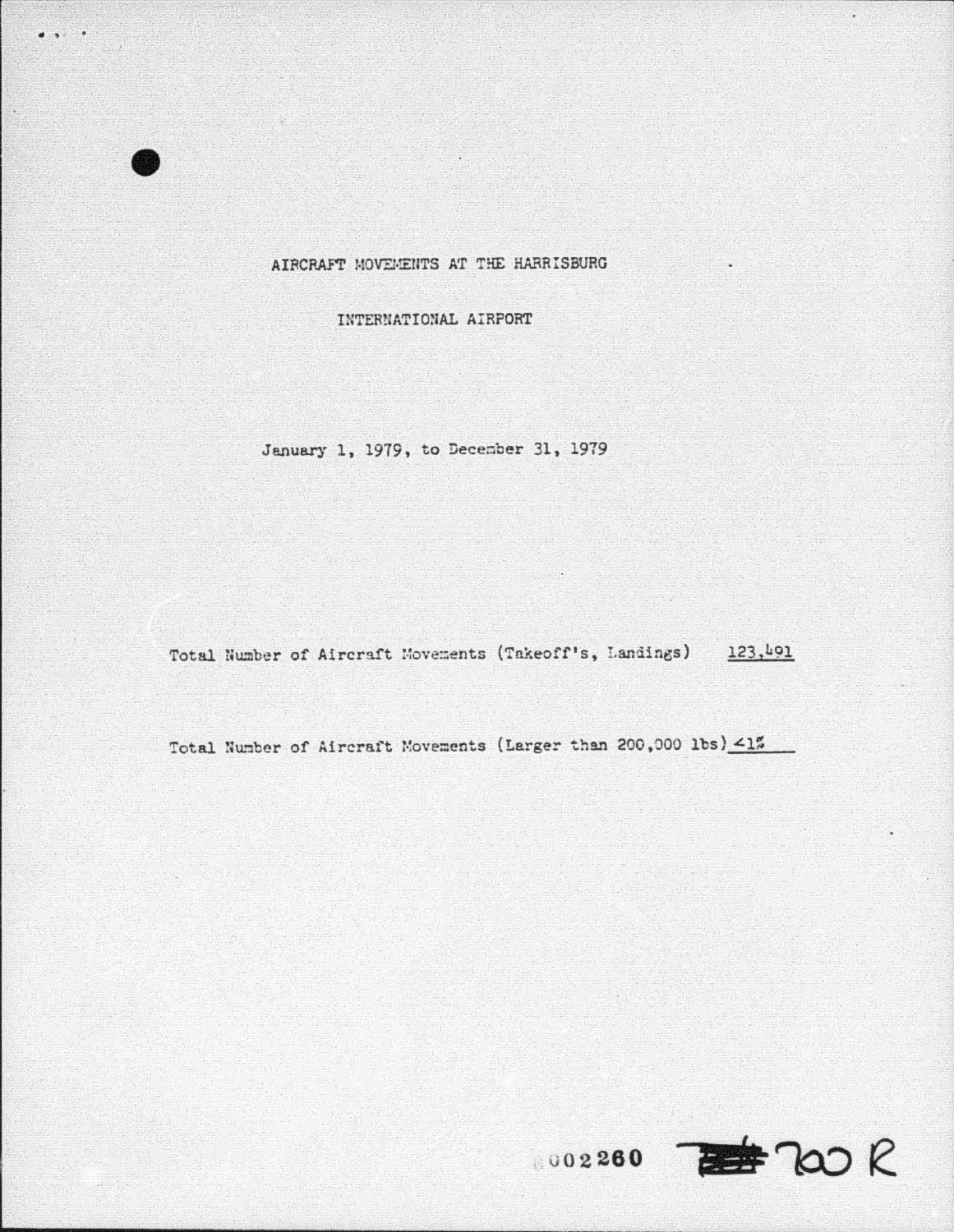# AIRCRAFT MOVEMENTS AT THE HARRISBURG

# INTERNATIONAL AIRPORT

January 1, 1979, to December 31, 1979

Total Number of Aircraft Movements (Takeoff's, Landings) 123,491

Total Number of Aircraft Movements (Larger than 200,000 lbs) <1%

002260 700 R